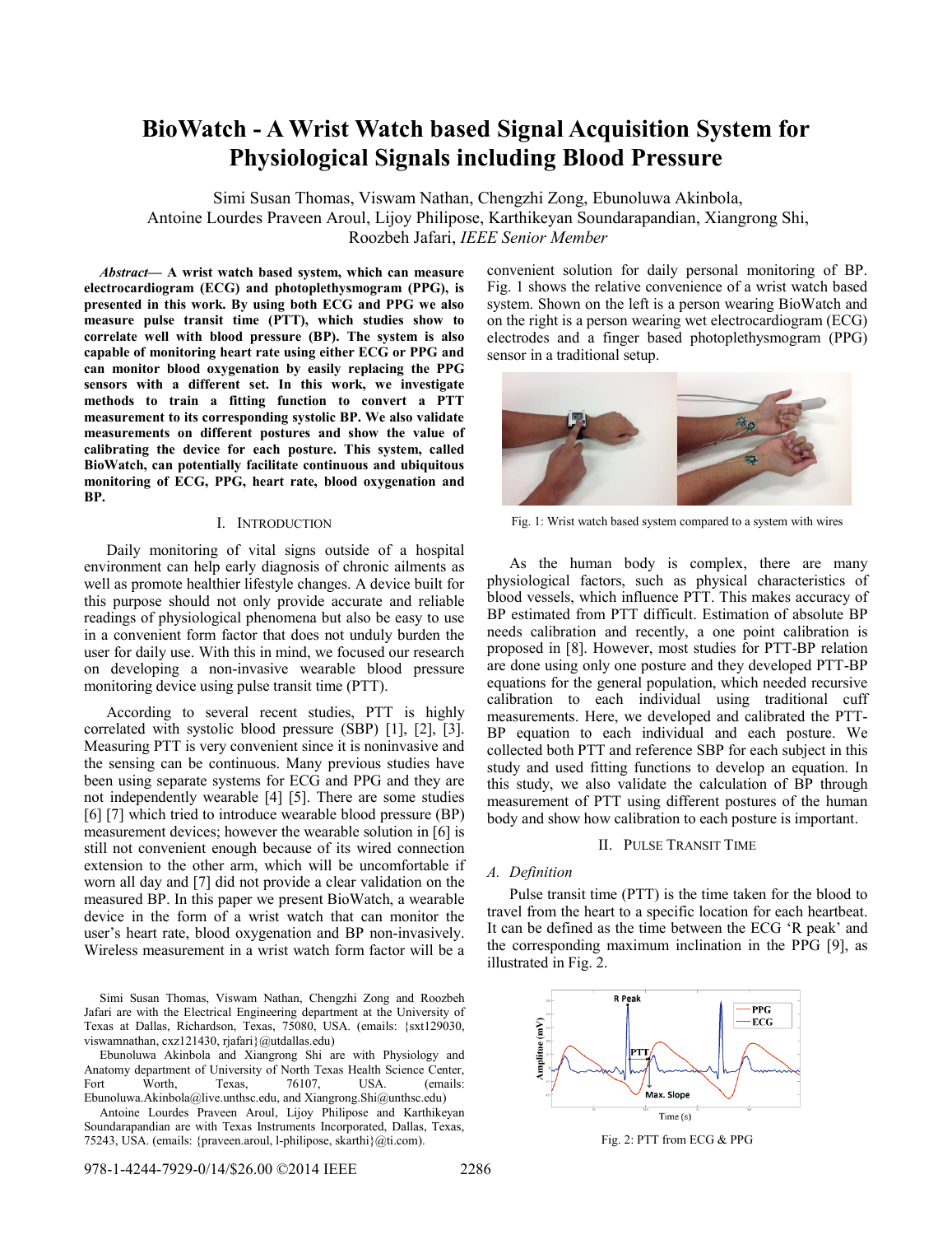# BioWatch - A Wrist Watch based Signal Acquisition System for Physiological Signals including Blood Pressure

Simi Susan Thomas, Viswam Nathan, Chengzhi Zong, Ebunoluwa Akinbola, Antoine Lourdes Praveen Aroul, Lijoy Philipose, Karthikeyan Soundarapandian, Xiangrong Shi, Roozbeh Jafari, *IEEE Senior Member*

***Abstract*— A wrist watch based system, which can measure electrocardiogram (ECG) and photoplethysmogram (PPG), is presented in this work. By using both ECG and PPG we also measure pulse transit time (PTT), which studies show to correlate well with blood pressure (BP). The system is also capable of monitoring heart rate using either ECG or PPG and can monitor blood oxygenation by easily replacing the PPG sensors with a different set. In this work, we investigate methods to train a fitting function to convert a PTT measurement to its corresponding systolic BP. We also validate measurements on different postures and show the value of calibrating the device for each posture. This system, called BioWatch, can potentially facilitate continuous and ubiquitous monitoring of ECG, PPG, heart rate, blood oxygenation and BP.**

## I. Introduction

Daily monitoring of vital signs outside of a hospital environment can help early diagnosis of chronic ailments as well as promote healthier lifestyle changes. A device built for this purpose should not only provide accurate and reliable readings of physiological phenomena but also be easy to use in a convenient form factor that does not unduly burden the user for daily use. With this in mind, we focused our research on developing a non-invasive wearable blood pressure monitoring device using pulse transit time (PTT).

According to several recent studies, PTT is highly correlated with systolic blood pressure (SBP) [1], [2], [3]. Measuring PTT is very convenient since it is noninvasive and the sensing can be continuous. Many previous studies have been using separate systems for ECG and PPG and they are not independently wearable [4] [5]. There are some studies [6] [7] which tried to introduce wearable blood pressure (BP) measurement devices; however the wearable solution in [6] is still not convenient enough because of its wired connection extension to the other arm, which will be uncomfortable if worn all day and [7] did not provide a clear validation on the measured BP. In this paper we present BioWatch, a wearable device in the form of a wrist watch that can monitor the user's heart rate, blood oxygenation and BP non-invasively. Wireless measurement in a wrist watch form factor will be a convenient solution for daily personal monitoring of BP. Fig. 1 shows the relative convenience of a wrist watch based system. Shown on the left is a person wearing BioWatch and on the right is a person wearing wet electrocardiogram (ECG) electrodes and a finger based photoplethysmogram (PPG) sensor in a traditional setup.

Fig. 1: Wrist watch based system compared to a system with wires

As the human body is complex, there are many physiological factors, such as physical characteristics of blood vessels, which influence PTT. This makes accuracy of BP estimated from PTT difficult. Estimation of absolute BP needs calibration and recently, a one point calibration is proposed in [8]. However, most studies for PTT-BP relation are done using only one posture and they developed PTT-BP equations for the general population, which needed recursive calibration to each individual using traditional cuff measurements. Here, we developed and calibrated the PTT-BP equation to each individual and each posture. We collected both PTT and reference SBP for each subject in this study and used fitting functions to develop an equation. In this study, we also validate the calculation of BP through measurement of PTT using different postures of the human body and show how calibration to each posture is important.

## II. Pulse Transit Time

### *A. Definition*

Pulse transit time (PTT) is the time taken for the blood to travel from the heart to a specific location for each heartbeat. It can be defined as the time between the ECG 'R peak' and the corresponding maximum inclination in the PPG [9], as illustrated in Fig. 2.

Fig. 2: PTT from ECG & PPG

Simi Susan Thomas, Viswam Nathan, Chengzhi Zong and Roozbeh Jafari are with the Electrical Engineering department at the University of Texas at Dallas, Richardson, Texas, 75080, USA. (emails: {sxt129030, viswamnathan, cxz121430, rjafari}@utdallas.edu)

Ebunoluwa Akinbola and Xiangrong Shi are with Physiology and Anatomy department of University of North Texas Health Science Center, Fort Worth, Texas, 76107, USA. (emails: Ebunoluwa.Akinbola@live.unthsc.edu, and Xiangrong.Shi@unthsc.edu)

Antoine Lourdes Praveen Aroul, Lijoy Philipose and Karthikeyan Soundarapandian are with Texas Instruments Incorporated, Dallas, Texas, 75243, USA. (emails: {praveen.aroul, l-philipose, skarthi}@ti.com).

978-1-4244-7929-0/14/$26.00 ©2014 IEEE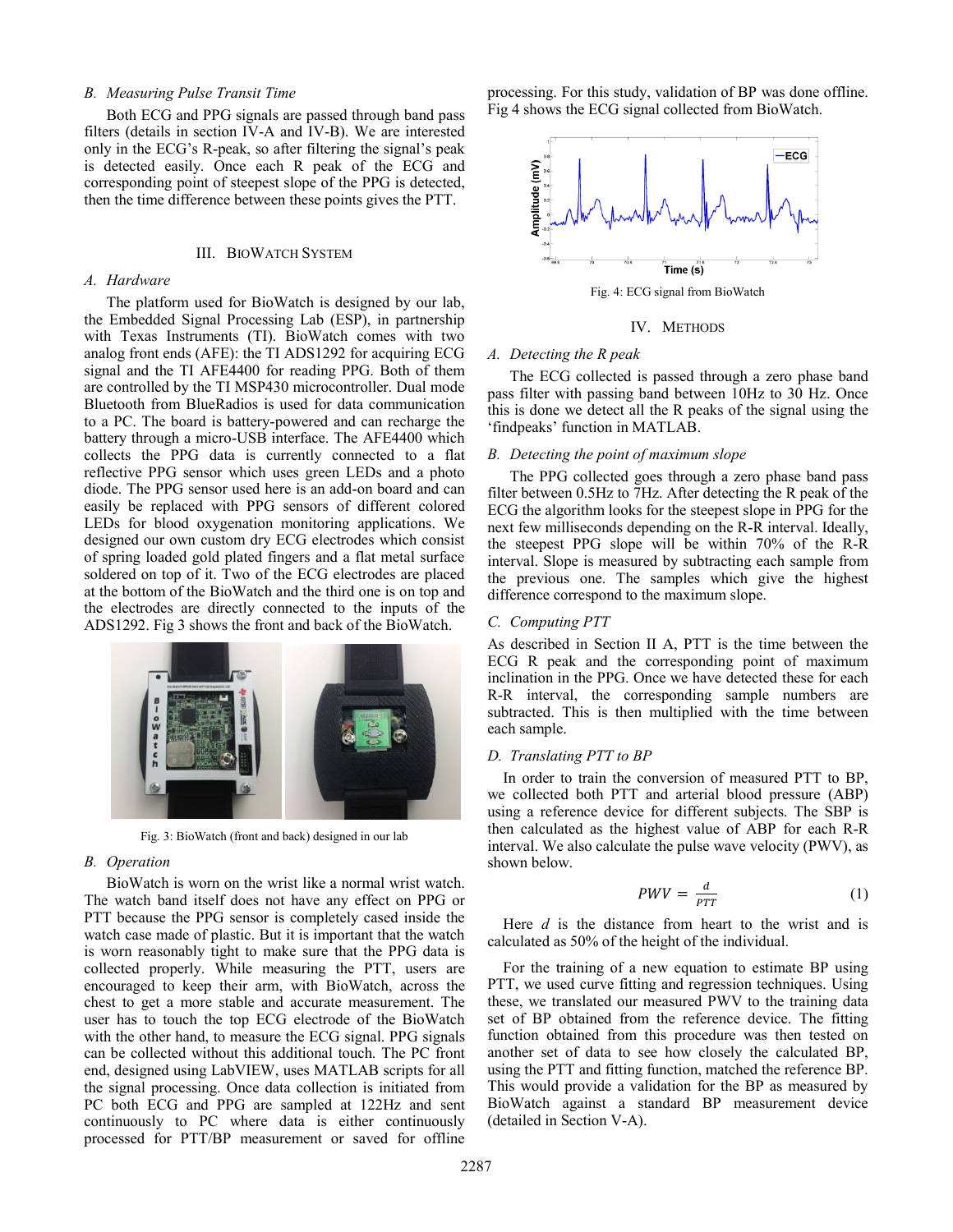### B. Measuring Pulse Transit Time

Both ECG and PPG signals are passed through band pass filters (details in section IV-A and IV-B). We are interested only in the ECG's R-peak, so after filtering the signal's peak is detected easily. Once each R peak of the ECG and corresponding point of steepest slope of the PPG is detected, then the time difference between these points gives the PTT.

## III. BioWatch System

### A. Hardware

The platform used for BioWatch is designed by our lab, the Embedded Signal Processing Lab (ESP), in partnership with Texas Instruments (TI). BioWatch comes with two analog front ends (AFE): the TI ADS1292 for acquiring ECG signal and the TI AFE4400 for reading PPG. Both of them are controlled by the TI MSP430 microcontroller. Dual mode Bluetooth from BlueRadios is used for data communication to a PC. The board is battery-powered and can recharge the battery through a micro-USB interface. The AFE4400 which collects the PPG data is currently connected to a flat reflective PPG sensor which uses green LEDs and a photo diode. The PPG sensor used here is an add-on board and can easily be replaced with PPG sensors of different colored LEDs for blood oxygenation monitoring applications. We designed our own custom dry ECG electrodes which consist of spring loaded gold plated fingers and a flat metal surface soldered on top of it. Two of the ECG electrodes are placed at the bottom of the BioWatch and the third one is on top and the electrodes are directly connected to the inputs of the ADS1292. Fig 3 shows the front and back of the BioWatch.

Fig. 3: BioWatch (front and back) designed in our lab

### B. Operation

BioWatch is worn on the wrist like a normal wrist watch. The watch band itself does not have any effect on PPG or PTT because the PPG sensor is completely cased inside the watch case made of plastic. But it is important that the watch is worn reasonably tight to make sure that the PPG data is collected properly. While measuring the PTT, users are encouraged to keep their arm, with BioWatch, across the chest to get a more stable and accurate measurement. The user has to touch the top ECG electrode of the BioWatch with the other hand, to measure the ECG signal. PPG signals can be collected without this additional touch. The PC front end, designed using LabVIEW, uses MATLAB scripts for all the signal processing. Once data collection is initiated from PC both ECG and PPG are sampled at 122Hz and sent continuously to PC where data is either continuously processed for PTT/BP measurement or saved for offline processing. For this study, validation of BP was done offline. Fig 4 shows the ECG signal collected from BioWatch.

Fig. 4: ECG signal from BioWatch

## IV. Methods

### A. Detecting the R peak

The ECG collected is passed through a zero phase band pass filter with passing band between 10Hz to 30 Hz. Once this is done we detect all the R peaks of the signal using the 'findpeaks' function in MATLAB.

### B. Detecting the point of maximum slope

The PPG collected goes through a zero phase band pass filter between 0.5Hz to 7Hz. After detecting the R peak of the ECG the algorithm looks for the steepest slope in PPG for the next few milliseconds depending on the R-R interval. Ideally, the steepest PPG slope will be within 70% of the R-R interval. Slope is measured by subtracting each sample from the previous one. The samples which give the highest difference correspond to the maximum slope.

### C. Computing PTT

As described in Section II A, PTT is the time between the ECG R peak and the corresponding point of maximum inclination in the PPG. Once we have detected these for each R-R interval, the corresponding sample numbers are subtracted. This is then multiplied with the time between each sample.

### D. Translating PTT to BP

In order to train the conversion of measured PTT to BP, we collected both PTT and arterial blood pressure (ABP) using a reference device for different subjects. The SBP is then calculated as the highest value of ABP for each R-R interval. We also calculate the pulse wave velocity (PWV), as shown below.

$$PWV = \frac{d}{PTT} \quad (1)$$

Here $d$ is the distance from heart to the wrist and is calculated as 50% of the height of the individual.

For the training of a new equation to estimate BP using PTT, we used curve fitting and regression techniques. Using these, we translated our measured PWV to the training data set of BP obtained from the reference device. The fitting function obtained from this procedure was then tested on another set of data to see how closely the calculated BP, using the PTT and fitting function, matched the reference BP. This would provide a validation for the BP as measured by BioWatch against a standard BP measurement device (detailed in Section V-A).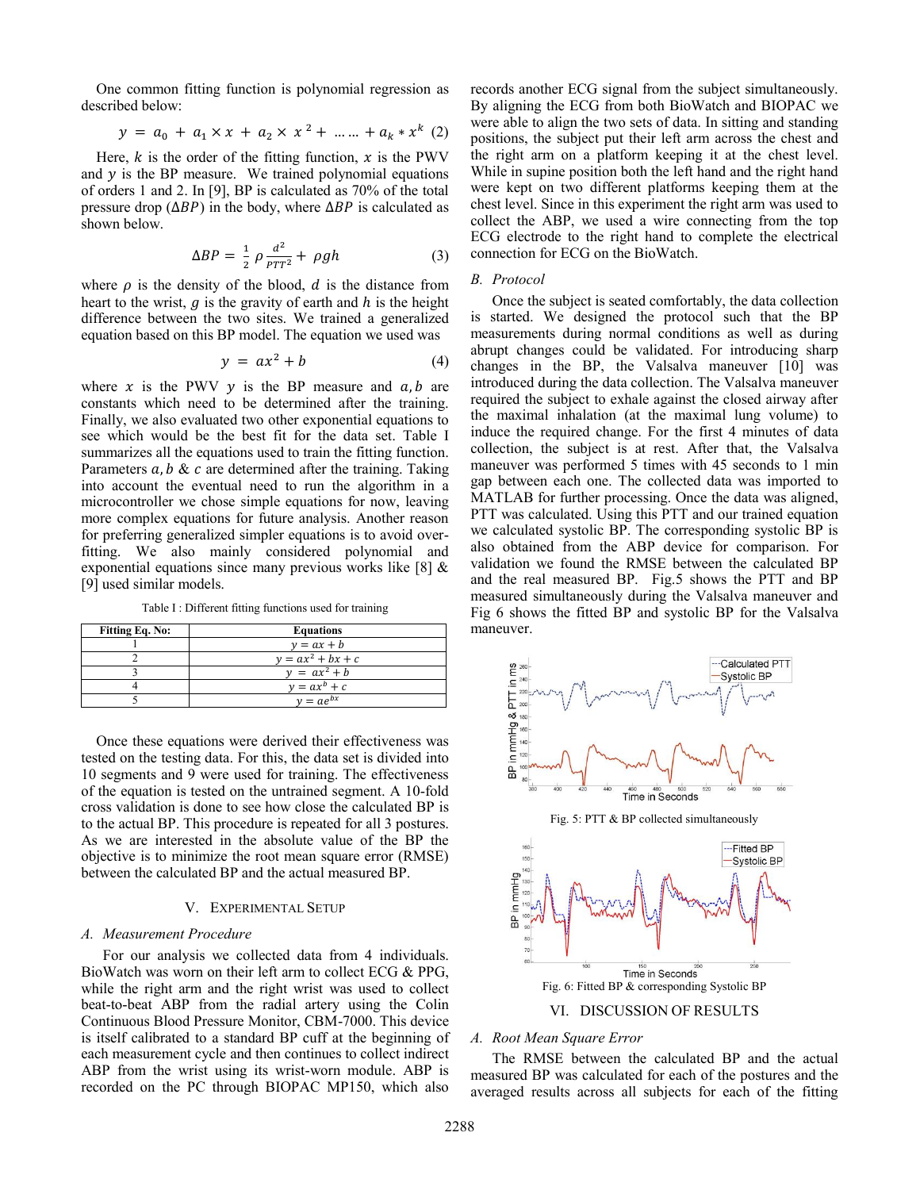One common fitting function is polynomial regression as described below:

$$y = a_0 + a_1 \times x + a_2 \times x^2 + \ldots\ldots + a_k * x^k \quad (2)$$

Here, $k$ is the order of the fitting function, $x$ is the PWV and $y$ is the BP measure. We trained polynomial equations of orders 1 and 2. In [9], BP is calculated as 70% of the total pressure drop ($\Delta BP$) in the body, where $\Delta BP$ is calculated as shown below.

$$\Delta BP = \frac{1}{2}\rho \frac{d^2}{PTT^2} + \rho g h \quad (3)$$

where $\rho$ is the density of the blood, $d$ is the distance from heart to the wrist, $g$ is the gravity of earth and $h$ is the height difference between the two sites. We trained a generalized equation based on this BP model. The equation we used was

$$y = ax^2 + b \quad (4)$$

where $x$ is the PWV $y$ is the BP measure and $a, b$ are constants which need to be determined after the training. Finally, we also evaluated two other exponential equations to see which would be the best fit for the data set. Table I summarizes all the equations used to train the fitting function. Parameters $a, b$ & $c$ are determined after the training. Taking into account the eventual need to run the algorithm in a microcontroller we chose simple equations for now, leaving more complex equations for future analysis. Another reason for preferring generalized simpler equations is to avoid over-fitting. We also mainly considered polynomial and exponential equations since many previous works like [8] & [9] used similar models.

Table I : Different fitting functions used for training

| Fitting Eq. No: | Equations |
|---|---|
| 1 | $y = ax + b$ |
| 2 | $y = ax^2 + bx + c$ |
| 3 | $y = ax^2 + b$ |
| 4 | $y = ax^b + c$ |
| 5 | $y = ae^{bx}$ |

Once these equations were derived their effectiveness was tested on the testing data. For this, the data set is divided into 10 segments and 9 were used for training. The effectiveness of the equation is tested on the untrained segment. A 10-fold cross validation is done to see how close the calculated BP is to the actual BP. This procedure is repeated for all 3 postures. As we are interested in the absolute value of the BP the objective is to minimize the root mean square error (RMSE) between the calculated BP and the actual measured BP.

## V. Experimental Setup

### A. Measurement Procedure

For our analysis we collected data from 4 individuals. BioWatch was worn on their left arm to collect ECG & PPG, while the right arm and the right wrist was used to collect beat-to-beat ABP from the radial artery using the Colin Continuous Blood Pressure Monitor, CBM-7000. This device is itself calibrated to a standard BP cuff at the beginning of each measurement cycle and then continues to collect indirect ABP from the wrist using its wrist-worn module. ABP is recorded on the PC through BIOPAC MP150, which also records another ECG signal from the subject simultaneously. By aligning the ECG from both BioWatch and BIOPAC we were able to align the two sets of data. In sitting and standing positions, the subject put their left arm across the chest and the right arm on a platform keeping it at the chest level. While in supine position both the left hand and the right hand were kept on two different platforms keeping them at the chest level. Since in this experiment the right arm was used to collect the ABP, we used a wire connecting from the top ECG electrode to the right hand to complete the electrical connection for ECG on the BioWatch.

### B. Protocol

Once the subject is seated comfortably, the data collection is started. We designed the protocol such that the BP measurements during normal conditions as well as during abrupt changes could be validated. For introducing sharp changes in the BP, the Valsalva maneuver [10] was introduced during the data collection. The Valsalva maneuver required the subject to exhale against the closed airway after the maximal inhalation (at the maximal lung volume) to induce the required change. For the first 4 minutes of data collection, the subject is at rest. After that, the Valsalva maneuver was performed 5 times with 45 seconds to 1 min gap between each one. The collected data was imported to MATLAB for further processing. Once the data was aligned, PTT was calculated. Using this PTT and our trained equation we calculated systolic BP. The corresponding systolic BP is also obtained from the ABP device for comparison. For validation we found the RMSE between the calculated BP and the real measured BP. Fig.5 shows the PTT and BP measured simultaneously during the Valsalva maneuver and Fig 6 shows the fitted BP and systolic BP for the Valsalva maneuver.

BP in mmHg & PTT in ms
Calculated PTT
Systolic BP
Time in Seconds

Fig. 5: PTT & BP collected simultaneously

BP in mmHg
Fitted BP
Systolic BP
Time in Seconds

Fig. 6: Fitted BP & corresponding Systolic BP

## VI. Discussion of Results

### A. Root Mean Square Error

The RMSE between the calculated BP and the actual measured BP was calculated for each of the postures and the averaged results across all subjects for each of the fitting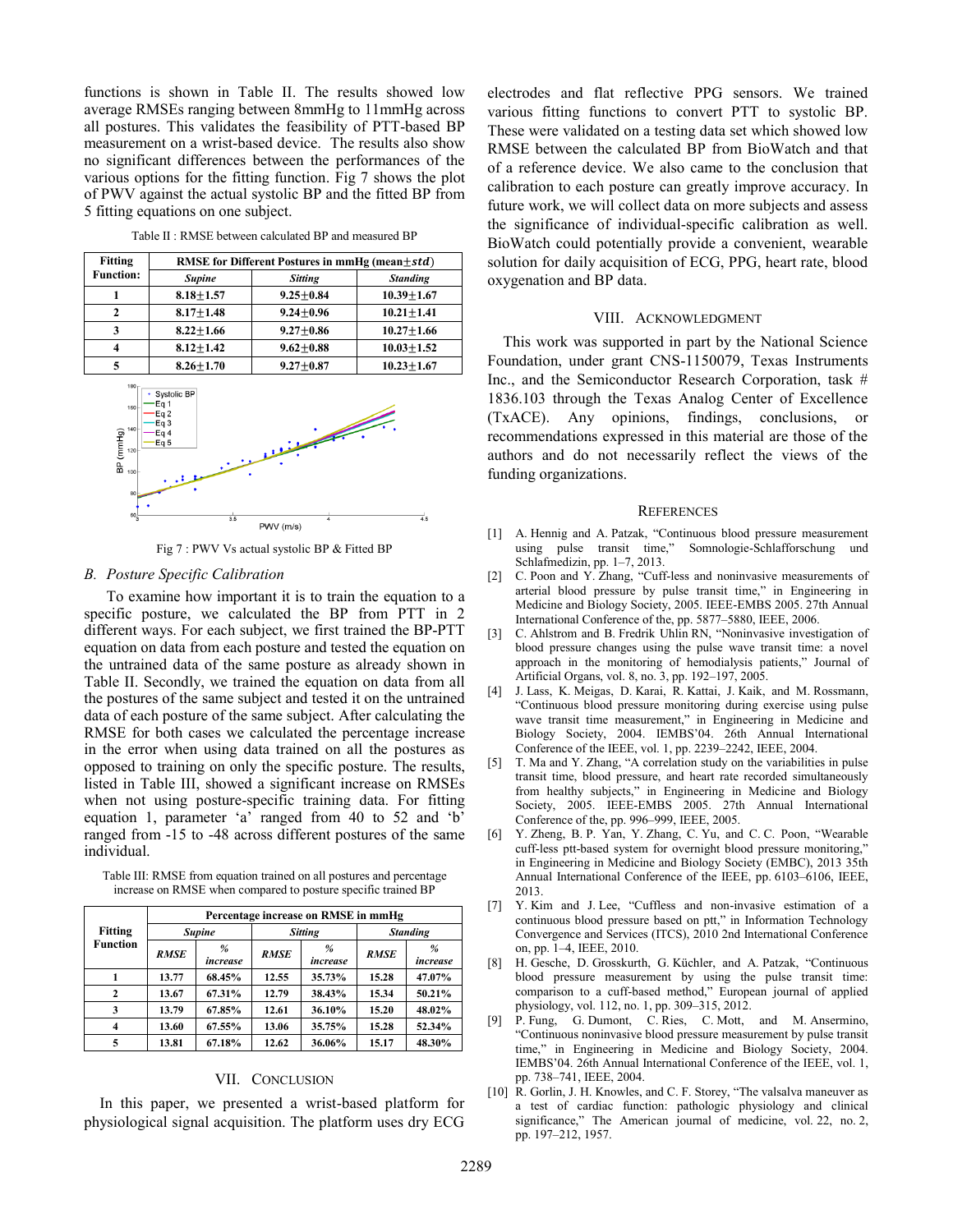functions is shown in Table II. The results showed low average RMSEs ranging between 8mmHg to 11mmHg across all postures. This validates the feasibility of PTT-based BP measurement on a wrist-based device. The results also show no significant differences between the performances of the various options for the fitting function. Fig 7 shows the plot of PWV against the actual systolic BP and the fitted BP from 5 fitting equations on one subject.

Table II : RMSE between calculated BP and measured BP

| Fitting Function: | RMSE for Different Postures in mmHg (mean$\pm std$) | | |
|---|---|---|---|
| | *Supine* | *Sitting* | *Standing* |
| **1** | **8.18$\pm$1.57** | **9.25$\pm$0.84** | **10.39$\pm$1.67** |
| **2** | **8.17$\pm$1.48** | **9.24$\pm$0.96** | **10.21$\pm$1.41** |
| **3** | **8.22$\pm$1.66** | **9.27$\pm$0.86** | **10.27$\pm$1.66** |
| **4** | **8.12$\pm$1.42** | **9.62$\pm$0.88** | **10.03$\pm$1.52** |
| **5** | **8.26$\pm$1.70** | **9.27$\pm$0.87** | **10.23$\pm$1.67** |

Systolic BP
Eq 1
Eq 2
Eq 3
Eq 4
Eq 5
BP (mmHg)
PWV (m/s)

Fig 7 : PWV Vs actual systolic BP & Fitted BP

## *B. Posture Specific Calibration*

To examine how important it is to train the equation to a specific posture, we calculated the BP from PTT in 2 different ways. For each subject, we first trained the BP-PTT equation on data from each posture and tested the equation on the untrained data of the same posture as already shown in Table II. Secondly, we trained the equation on data from all the postures of the same subject and tested it on the untrained data of each posture of the same subject. After calculating the RMSE for both cases we calculated the percentage increase in the error when using data trained on all the postures as opposed to training on only the specific posture. The results, listed in Table III, showed a significant increase on RMSEs when not using posture-specific training data. For fitting equation 1, parameter 'a' ranged from 40 to 52 and 'b' ranged from -15 to -48 across different postures of the same individual.

Table III: RMSE from equation trained on all postures and percentage increase on RMSE when compared to posture specific trained BP

| Fitting Function | Percentage increase on RMSE in mmHg | | | | | |
|---|---|---|---|---|---|---|
| | *Supine* | | *Sitting* | | *Standing* | |
| | *RMSE* | *% increase* | *RMSE* | *% increase* | *RMSE* | *% increase* |
| **1** | **13.77** | **68.45%** | **12.55** | **35.73%** | **15.28** | **47.07%** |
| **2** | **13.67** | **67.31%** | **12.79** | **38.43%** | **15.34** | **50.21%** |
| **3** | **13.79** | **67.85%** | **12.61** | **36.10%** | **15.20** | **48.02%** |
| **4** | **13.60** | **67.55%** | **13.06** | **35.75%** | **15.28** | **52.34%** |
| **5** | **13.81** | **67.18%** | **12.62** | **36.06%** | **15.17** | **48.30%** |

# VII. Conclusion

In this paper, we presented a wrist-based platform for physiological signal acquisition. The platform uses dry ECG electrodes and flat reflective PPG sensors. We trained various fitting functions to convert PTT to systolic BP. These were validated on a testing data set which showed low RMSE between the calculated BP from BioWatch and that of a reference device. We also came to the conclusion that calibration to each posture can greatly improve accuracy. In future work, we will collect data on more subjects and assess the significance of individual-specific calibration as well. BioWatch could potentially provide a convenient, wearable solution for daily acquisition of ECG, PPG, heart rate, blood oxygenation and BP data.

# VIII. Acknowledgment

This work was supported in part by the National Science Foundation, under grant CNS-1150079, Texas Instruments Inc., and the Semiconductor Research Corporation, task # 1836.103 through the Texas Analog Center of Excellence (TxACE). Any opinions, findings, conclusions, or recommendations expressed in this material are those of the authors and do not necessarily reflect the views of the funding organizations.

# References

[1] A. Hennig and A. Patzak, "Continuous blood pressure measurement using pulse transit time," Somnologie-Schlafforschung und Schlafmedizin, pp. 1–7, 2013.

[2] C. Poon and Y. Zhang, "Cuff-less and noninvasive measurements of arterial blood pressure by pulse transit time," in Engineering in Medicine and Biology Society, 2005. IEEE-EMBS 2005. 27th Annual International Conference of the, pp. 5877–5880, IEEE, 2006.

[3] C. Ahlstrom and B. Fredrik Uhlin RN, "Noninvasive investigation of blood pressure changes using the pulse wave transit time: a novel approach in the monitoring of hemodialysis patients," Journal of Artificial Organs, vol. 8, no. 3, pp. 192–197, 2005.

[4] J. Lass, K. Meigas, D. Karai, R. Kattai, J. Kaik, and M. Rossmann, "Continuous blood pressure monitoring during exercise using pulse wave transit time measurement," in Engineering in Medicine and Biology Society, 2004. IEMBS'04. 26th Annual International Conference of the IEEE, vol. 1, pp. 2239–2242, IEEE, 2004.

[5] T. Ma and Y. Zhang, "A correlation study on the variabilities in pulse transit time, blood pressure, and heart rate recorded simultaneously from healthy subjects," in Engineering in Medicine and Biology Society, 2005. IEEE-EMBS 2005. 27th Annual International Conference of the, pp. 996–999, IEEE, 2005.

[6] Y. Zheng, B. P. Yan, Y. Zhang, C. Yu, and C. C. Poon, "Wearable cuff-less ptt-based system for overnight blood pressure monitoring," in Engineering in Medicine and Biology Society (EMBC), 2013 35th Annual International Conference of the IEEE, pp. 6103–6106, IEEE, 2013.

[7] Y. Kim and J. Lee, "Cuffless and non-invasive estimation of a continuous blood pressure based on ptt," in Information Technology Convergence and Services (ITCS), 2010 2nd International Conference on, pp. 1–4, IEEE, 2010.

[8] H. Gesche, D. Grosskurth, G. Küchler, and A. Patzak, "Continuous blood pressure measurement by using the pulse transit time: comparison to a cuff-based method," European journal of applied physiology, vol. 112, no. 1, pp. 309–315, 2012.

[9] P. Fung, G. Dumont, C. Ries, C. Mott, and M. Ansermino, "Continuous noninvasive blood pressure measurement by pulse transit time," in Engineering in Medicine and Biology Society, 2004. IEMBS'04. 26th Annual International Conference of the IEEE, vol. 1, pp. 738–741, IEEE, 2004.

[10] R. Gorlin, J. H. Knowles, and C. F. Storey, "The valsalva maneuver as a test of cardiac function: pathologic physiology and clinical significance," The American journal of medicine, vol. 22, no. 2, pp. 197–212, 1957.